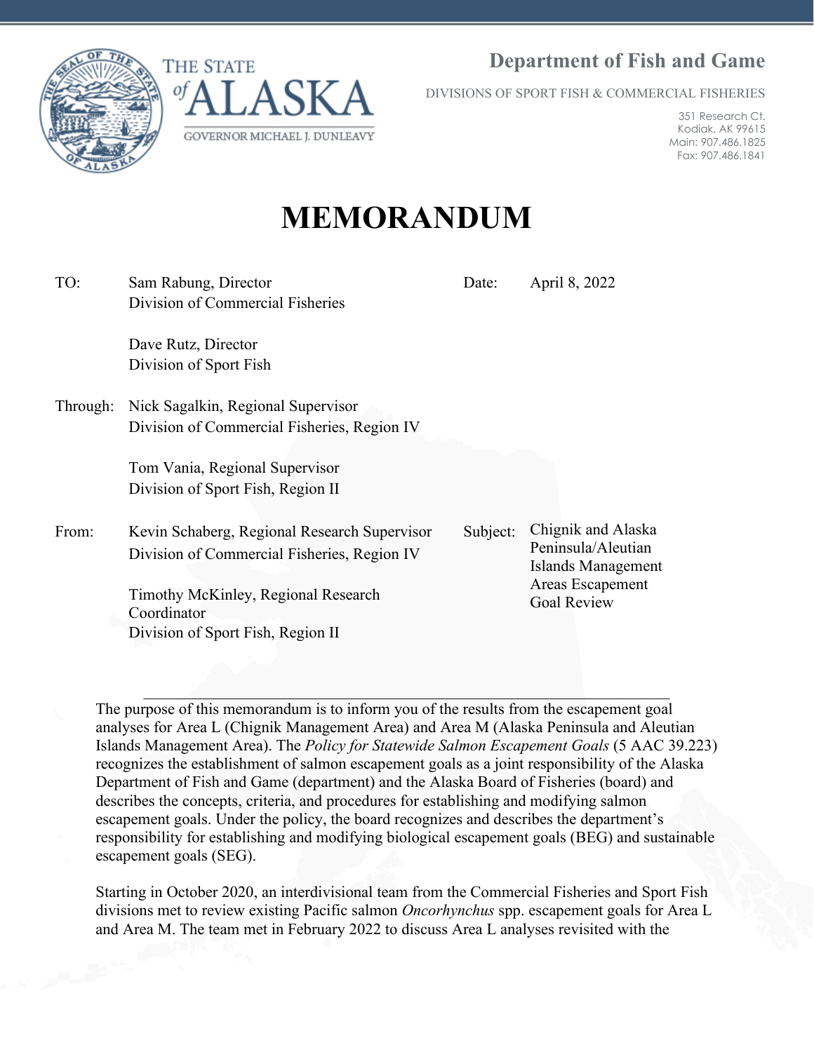THE STATE of ALASKA

GOVERNOR MICHAEL J. DUNLEAVY

**Department of Fish and Game**

DIVISIONS OF SPORT FISH & COMMERCIAL FISHERIES

351 Research Ct.
Kodiak, AK 99615
Main: 907.486.1825
Fax: 907.486.1841

# MEMORANDUM

| | | | |
|---|---|---|---|
| TO: | Sam Rabung, Director<br>Division of Commercial Fisheries<br><br>Dave Rutz, Director<br>Division of Sport Fish | Date: | April 8, 2022 |
| Through: | Nick Sagalkin, Regional Supervisor<br>Division of Commercial Fisheries, Region IV<br><br>Tom Vania, Regional Supervisor<br>Division of Sport Fish, Region II | | |
| From: | Kevin Schaberg, Regional Research Supervisor<br>Division of Commercial Fisheries, Region IV<br><br>Timothy McKinley, Regional Research Coordinator<br>Division of Sport Fish, Region II | Subject: | Chignik and Alaska Peninsula/Aleutian Islands Management Areas Escapement Goal Review |

---

The purpose of this memorandum is to inform you of the results from the escapement goal analyses for Area L (Chignik Management Area) and Area M (Alaska Peninsula and Aleutian Islands Management Area). The *Policy for Statewide Salmon Escapement Goals* (5 AAC 39.223) recognizes the establishment of salmon escapement goals as a joint responsibility of the Alaska Department of Fish and Game (department) and the Alaska Board of Fisheries (board) and describes the concepts, criteria, and procedures for establishing and modifying salmon escapement goals. Under the policy, the board recognizes and describes the department's responsibility for establishing and modifying biological escapement goals (BEG) and sustainable escapement goals (SEG).

Starting in October 2020, an interdivisional team from the Commercial Fisheries and Sport Fish divisions met to review existing Pacific salmon *Oncorhynchus* spp. escapement goals for Area L and Area M. The team met in February 2022 to discuss Area L analyses revisited with the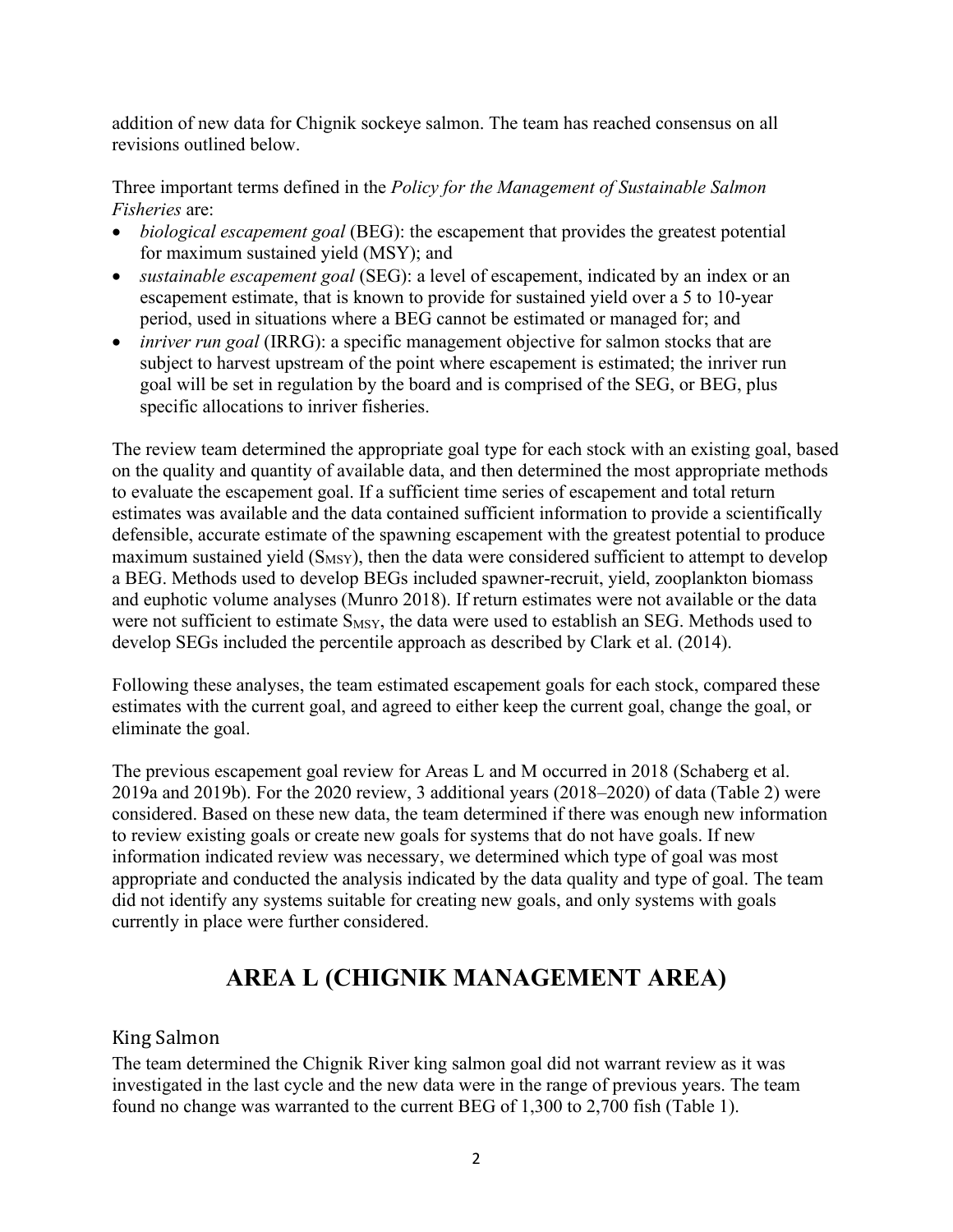addition of new data for Chignik sockeye salmon. The team has reached consensus on all revisions outlined below.

Three important terms defined in the *Policy for the Management of Sustainable Salmon Fisheries* are:

- *biological escapement goal* (BEG): the escapement that provides the greatest potential for maximum sustained yield (MSY); and
- *sustainable escapement goal* (SEG): a level of escapement, indicated by an index or an escapement estimate, that is known to provide for sustained yield over a 5 to 10-year period, used in situations where a BEG cannot be estimated or managed for; and
- *inriver run goal* (IRRG): a specific management objective for salmon stocks that are subject to harvest upstream of the point where escapement is estimated; the inriver run goal will be set in regulation by the board and is comprised of the SEG, or BEG, plus specific allocations to inriver fisheries.

The review team determined the appropriate goal type for each stock with an existing goal, based on the quality and quantity of available data, and then determined the most appropriate methods to evaluate the escapement goal. If a sufficient time series of escapement and total return estimates was available and the data contained sufficient information to provide a scientifically defensible, accurate estimate of the spawning escapement with the greatest potential to produce maximum sustained yield ($S_{MSY}$), then the data were considered sufficient to attempt to develop a BEG. Methods used to develop BEGs included spawner-recruit, yield, zooplankton biomass and euphotic volume analyses (Munro 2018). If return estimates were not available or the data were not sufficient to estimate $S_{MSY}$, the data were used to establish an SEG. Methods used to develop SEGs included the percentile approach as described by Clark et al. (2014).

Following these analyses, the team estimated escapement goals for each stock, compared these estimates with the current goal, and agreed to either keep the current goal, change the goal, or eliminate the goal.

The previous escapement goal review for Areas L and M occurred in 2018 (Schaberg et al. 2019a and 2019b). For the 2020 review, 3 additional years (2018–2020) of data (Table 2) were considered. Based on these new data, the team determined if there was enough new information to review existing goals or create new goals for systems that do not have goals. If new information indicated review was necessary, we determined which type of goal was most appropriate and conducted the analysis indicated by the data quality and type of goal. The team did not identify any systems suitable for creating new goals, and only systems with goals currently in place were further considered.

# AREA L (CHIGNIK MANAGEMENT AREA)

## King Salmon

The team determined the Chignik River king salmon goal did not warrant review as it was investigated in the last cycle and the new data were in the range of previous years. The team found no change was warranted to the current BEG of 1,300 to 2,700 fish (Table 1).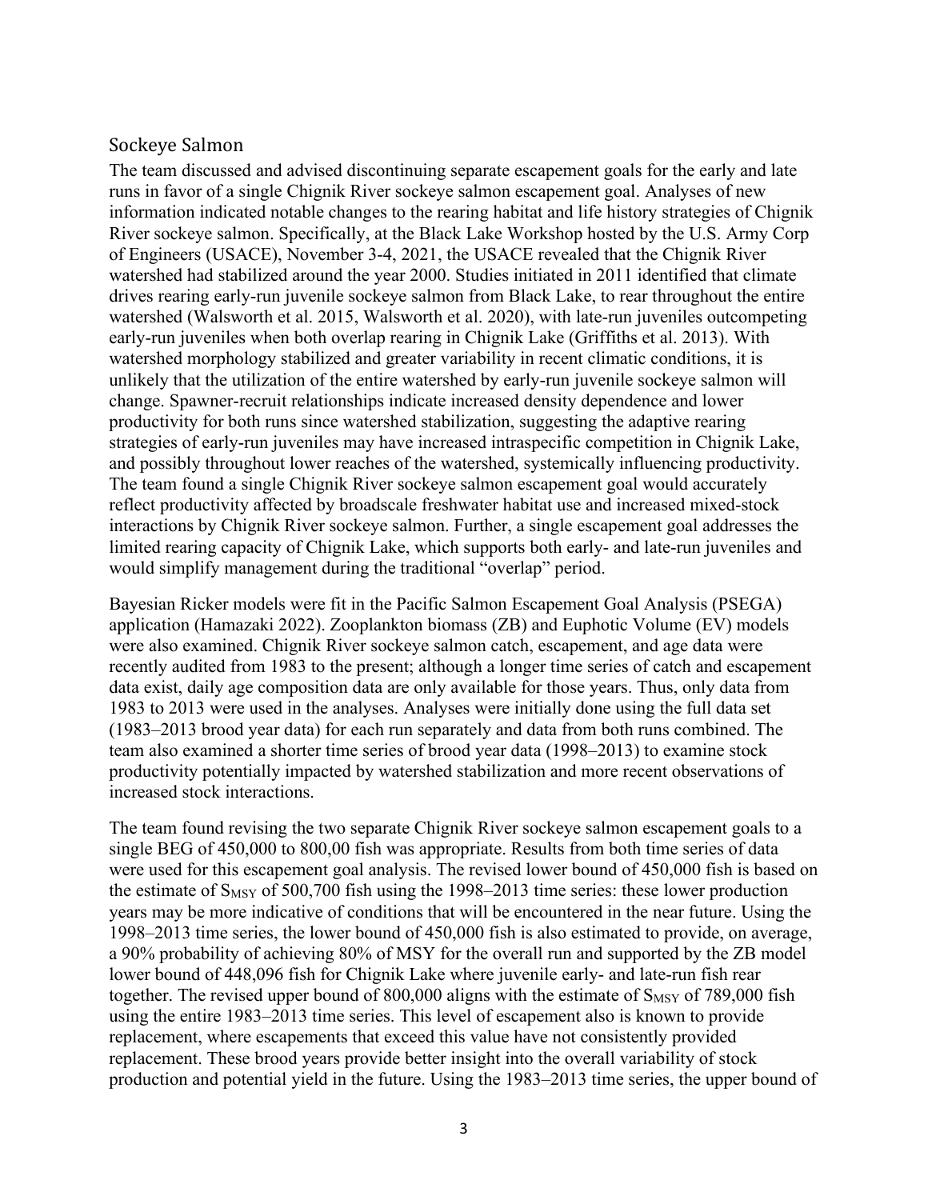## Sockeye Salmon

The team discussed and advised discontinuing separate escapement goals for the early and late runs in favor of a single Chignik River sockeye salmon escapement goal. Analyses of new information indicated notable changes to the rearing habitat and life history strategies of Chignik River sockeye salmon. Specifically, at the Black Lake Workshop hosted by the U.S. Army Corp of Engineers (USACE), November 3-4, 2021, the USACE revealed that the Chignik River watershed had stabilized around the year 2000. Studies initiated in 2011 identified that climate drives rearing early-run juvenile sockeye salmon from Black Lake, to rear throughout the entire watershed (Walsworth et al. 2015, Walsworth et al. 2020), with late-run juveniles outcompeting early-run juveniles when both overlap rearing in Chignik Lake (Griffiths et al. 2013). With watershed morphology stabilized and greater variability in recent climatic conditions, it is unlikely that the utilization of the entire watershed by early-run juvenile sockeye salmon will change. Spawner-recruit relationships indicate increased density dependence and lower productivity for both runs since watershed stabilization, suggesting the adaptive rearing strategies of early-run juveniles may have increased intraspecific competition in Chignik Lake, and possibly throughout lower reaches of the watershed, systemically influencing productivity. The team found a single Chignik River sockeye salmon escapement goal would accurately reflect productivity affected by broadscale freshwater habitat use and increased mixed-stock interactions by Chignik River sockeye salmon. Further, a single escapement goal addresses the limited rearing capacity of Chignik Lake, which supports both early- and late-run juveniles and would simplify management during the traditional "overlap" period.

Bayesian Ricker models were fit in the Pacific Salmon Escapement Goal Analysis (PSEGA) application (Hamazaki 2022). Zooplankton biomass (ZB) and Euphotic Volume (EV) models were also examined. Chignik River sockeye salmon catch, escapement, and age data were recently audited from 1983 to the present; although a longer time series of catch and escapement data exist, daily age composition data are only available for those years. Thus, only data from 1983 to 2013 were used in the analyses. Analyses were initially done using the full data set (1983–2013 brood year data) for each run separately and data from both runs combined. The team also examined a shorter time series of brood year data (1998–2013) to examine stock productivity potentially impacted by watershed stabilization and more recent observations of increased stock interactions.

The team found revising the two separate Chignik River sockeye salmon escapement goals to a single BEG of 450,000 to 800,00 fish was appropriate. Results from both time series of data were used for this escapement goal analysis. The revised lower bound of 450,000 fish is based on the estimate of $S_{MSY}$ of 500,700 fish using the 1998–2013 time series: these lower production years may be more indicative of conditions that will be encountered in the near future. Using the 1998–2013 time series, the lower bound of 450,000 fish is also estimated to provide, on average, a 90% probability of achieving 80% of MSY for the overall run and supported by the ZB model lower bound of 448,096 fish for Chignik Lake where juvenile early- and late-run fish rear together. The revised upper bound of 800,000 aligns with the estimate of $S_{MSY}$ of 789,000 fish using the entire 1983–2013 time series. This level of escapement also is known to provide replacement, where escapements that exceed this value have not consistently provided replacement. These brood years provide better insight into the overall variability of stock production and potential yield in the future. Using the 1983–2013 time series, the upper bound of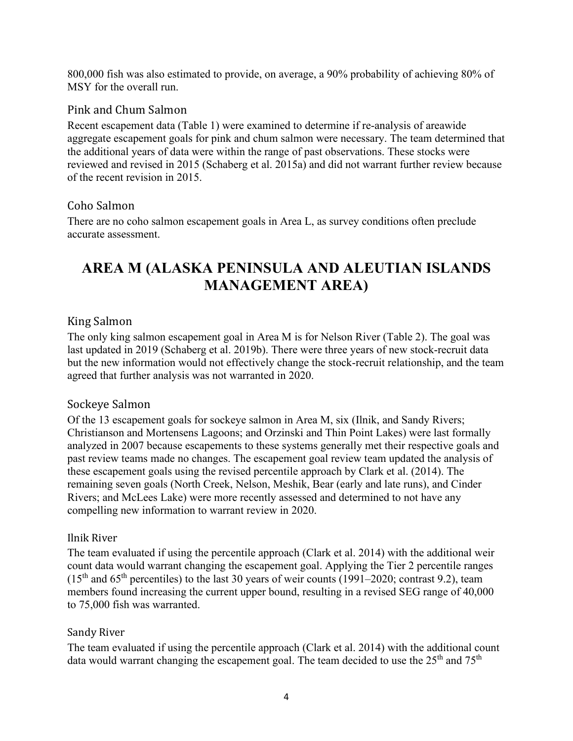800,000 fish was also estimated to provide, on average, a 90% probability of achieving 80% of MSY for the overall run.

### Pink and Chum Salmon

Recent escapement data (Table 1) were examined to determine if re-analysis of areawide aggregate escapement goals for pink and chum salmon were necessary. The team determined that the additional years of data were within the range of past observations. These stocks were reviewed and revised in 2015 (Schaberg et al. 2015a) and did not warrant further review because of the recent revision in 2015.

### Coho Salmon

There are no coho salmon escapement goals in Area L, as survey conditions often preclude accurate assessment.

## AREA M (ALASKA PENINSULA AND ALEUTIAN ISLANDS MANAGEMENT AREA)

### King Salmon

The only king salmon escapement goal in Area M is for Nelson River (Table 2). The goal was last updated in 2019 (Schaberg et al. 2019b). There were three years of new stock-recruit data but the new information would not effectively change the stock-recruit relationship, and the team agreed that further analysis was not warranted in 2020.

### Sockeye Salmon

Of the 13 escapement goals for sockeye salmon in Area M, six (Ilnik, and Sandy Rivers; Christianson and Mortensens Lagoons; and Orzinski and Thin Point Lakes) were last formally analyzed in 2007 because escapements to these systems generally met their respective goals and past review teams made no changes. The escapement goal review team updated the analysis of these escapement goals using the revised percentile approach by Clark et al. (2014). The remaining seven goals (North Creek, Nelson, Meshik, Bear (early and late runs), and Cinder Rivers; and McLees Lake) were more recently assessed and determined to not have any compelling new information to warrant review in 2020.

#### Ilnik River

The team evaluated if using the percentile approach (Clark et al. 2014) with the additional weir count data would warrant changing the escapement goal. Applying the Tier 2 percentile ranges (15th and 65th percentiles) to the last 30 years of weir counts (1991–2020; contrast 9.2), team members found increasing the current upper bound, resulting in a revised SEG range of 40,000 to 75,000 fish was warranted.

#### Sandy River

The team evaluated if using the percentile approach (Clark et al. 2014) with the additional count data would warrant changing the escapement goal. The team decided to use the 25th and 75th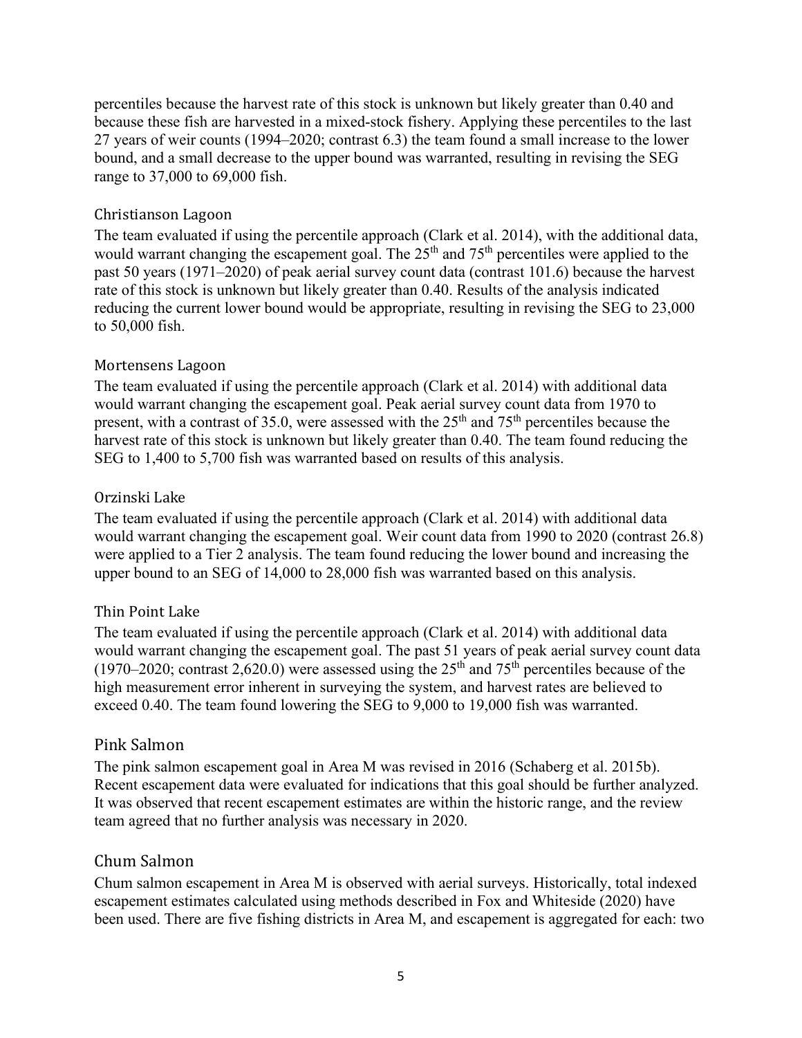percentiles because the harvest rate of this stock is unknown but likely greater than 0.40 and because these fish are harvested in a mixed-stock fishery. Applying these percentiles to the last 27 years of weir counts (1994–2020; contrast 6.3) the team found a small increase to the lower bound, and a small decrease to the upper bound was warranted, resulting in revising the SEG range to 37,000 to 69,000 fish.

#### Christianson Lagoon

The team evaluated if using the percentile approach (Clark et al. 2014), with the additional data, would warrant changing the escapement goal. The 25th and 75th percentiles were applied to the past 50 years (1971–2020) of peak aerial survey count data (contrast 101.6) because the harvest rate of this stock is unknown but likely greater than 0.40. Results of the analysis indicated reducing the current lower bound would be appropriate, resulting in revising the SEG to 23,000 to 50,000 fish.

#### Mortensens Lagoon

The team evaluated if using the percentile approach (Clark et al. 2014) with additional data would warrant changing the escapement goal. Peak aerial survey count data from 1970 to present, with a contrast of 35.0, were assessed with the 25th and 75th percentiles because the harvest rate of this stock is unknown but likely greater than 0.40. The team found reducing the SEG to 1,400 to 5,700 fish was warranted based on results of this analysis.

#### Orzinski Lake

The team evaluated if using the percentile approach (Clark et al. 2014) with additional data would warrant changing the escapement goal. Weir count data from 1990 to 2020 (contrast 26.8) were applied to a Tier 2 analysis. The team found reducing the lower bound and increasing the upper bound to an SEG of 14,000 to 28,000 fish was warranted based on this analysis.

#### Thin Point Lake

The team evaluated if using the percentile approach (Clark et al. 2014) with additional data would warrant changing the escapement goal. The past 51 years of peak aerial survey count data (1970–2020; contrast 2,620.0) were assessed using the 25th and 75th percentiles because of the high measurement error inherent in surveying the system, and harvest rates are believed to exceed 0.40. The team found lowering the SEG to 9,000 to 19,000 fish was warranted.

### Pink Salmon

The pink salmon escapement goal in Area M was revised in 2016 (Schaberg et al. 2015b). Recent escapement data were evaluated for indications that this goal should be further analyzed. It was observed that recent escapement estimates are within the historic range, and the review team agreed that no further analysis was necessary in 2020.

### Chum Salmon

Chum salmon escapement in Area M is observed with aerial surveys. Historically, total indexed escapement estimates calculated using methods described in Fox and Whiteside (2020) have been used. There are five fishing districts in Area M, and escapement is aggregated for each: two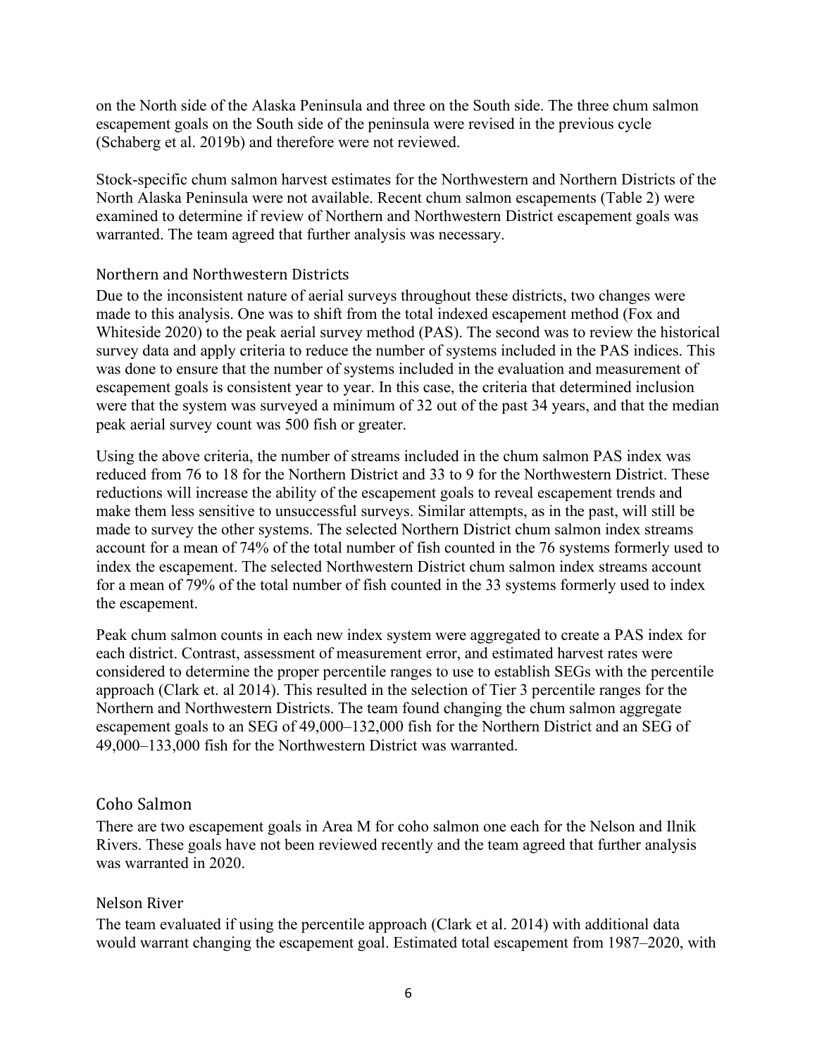on the North side of the Alaska Peninsula and three on the South side. The three chum salmon escapement goals on the South side of the peninsula were revised in the previous cycle (Schaberg et al. 2019b) and therefore were not reviewed.

Stock-specific chum salmon harvest estimates for the Northwestern and Northern Districts of the North Alaska Peninsula were not available. Recent chum salmon escapements (Table 2) were examined to determine if review of Northern and Northwestern District escapement goals was warranted. The team agreed that further analysis was necessary.

### Northern and Northwestern Districts

Due to the inconsistent nature of aerial surveys throughout these districts, two changes were made to this analysis. One was to shift from the total indexed escapement method (Fox and Whiteside 2020) to the peak aerial survey method (PAS). The second was to review the historical survey data and apply criteria to reduce the number of systems included in the PAS indices. This was done to ensure that the number of systems included in the evaluation and measurement of escapement goals is consistent year to year. In this case, the criteria that determined inclusion were that the system was surveyed a minimum of 32 out of the past 34 years, and that the median peak aerial survey count was 500 fish or greater.

Using the above criteria, the number of streams included in the chum salmon PAS index was reduced from 76 to 18 for the Northern District and 33 to 9 for the Northwestern District. These reductions will increase the ability of the escapement goals to reveal escapement trends and make them less sensitive to unsuccessful surveys. Similar attempts, as in the past, will still be made to survey the other systems. The selected Northern District chum salmon index streams account for a mean of 74% of the total number of fish counted in the 76 systems formerly used to index the escapement. The selected Northwestern District chum salmon index streams account for a mean of 79% of the total number of fish counted in the 33 systems formerly used to index the escapement.

Peak chum salmon counts in each new index system were aggregated to create a PAS index for each district. Contrast, assessment of measurement error, and estimated harvest rates were considered to determine the proper percentile ranges to use to establish SEGs with the percentile approach (Clark et. al 2014). This resulted in the selection of Tier 3 percentile ranges for the Northern and Northwestern Districts. The team found changing the chum salmon aggregate escapement goals to an SEG of 49,000–132,000 fish for the Northern District and an SEG of 49,000–133,000 fish for the Northwestern District was warranted.

## Coho Salmon

There are two escapement goals in Area M for coho salmon one each for the Nelson and Ilnik Rivers. These goals have not been reviewed recently and the team agreed that further analysis was warranted in 2020.

### Nelson River

The team evaluated if using the percentile approach (Clark et al. 2014) with additional data would warrant changing the escapement goal. Estimated total escapement from 1987–2020, with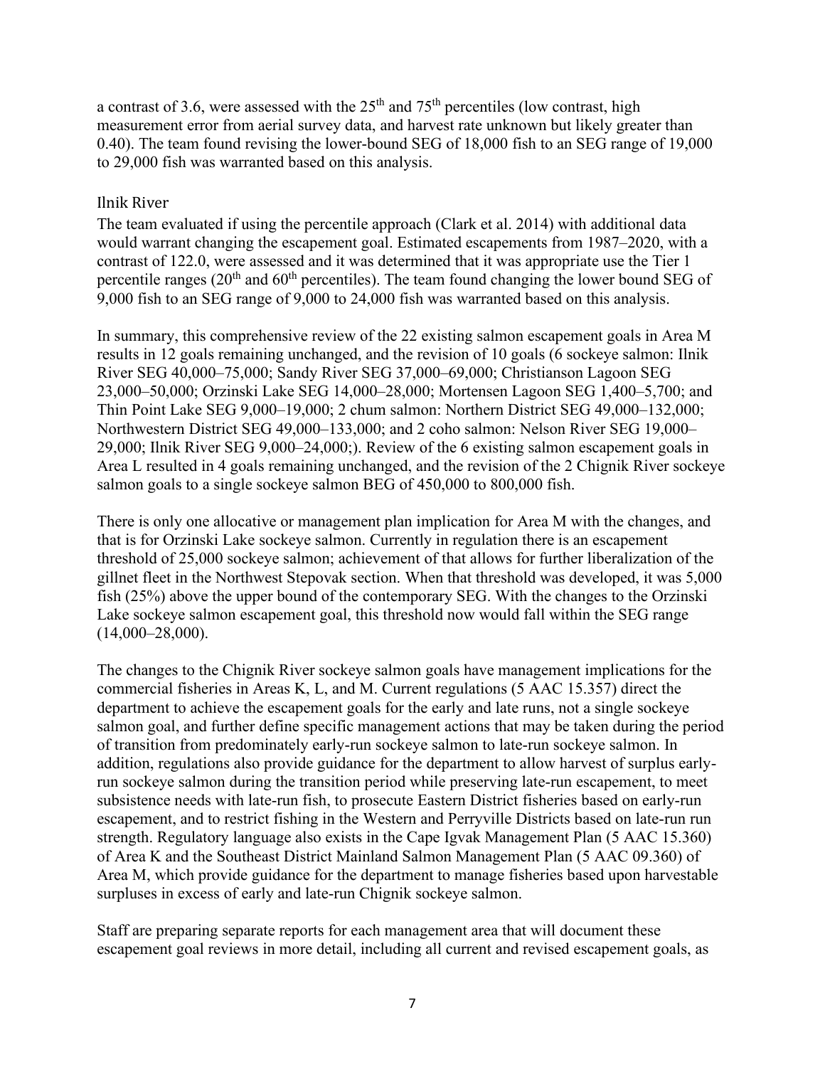a contrast of 3.6, were assessed with the 25th and 75th percentiles (low contrast, high measurement error from aerial survey data, and harvest rate unknown but likely greater than 0.40). The team found revising the lower-bound SEG of 18,000 fish to an SEG range of 19,000 to 29,000 fish was warranted based on this analysis.

### Ilnik River

The team evaluated if using the percentile approach (Clark et al. 2014) with additional data would warrant changing the escapement goal. Estimated escapements from 1987–2020, with a contrast of 122.0, were assessed and it was determined that it was appropriate use the Tier 1 percentile ranges (20th and 60th percentiles). The team found changing the lower bound SEG of 9,000 fish to an SEG range of 9,000 to 24,000 fish was warranted based on this analysis.

In summary, this comprehensive review of the 22 existing salmon escapement goals in Area M results in 12 goals remaining unchanged, and the revision of 10 goals (6 sockeye salmon: Ilnik River SEG 40,000–75,000; Sandy River SEG 37,000–69,000; Christianson Lagoon SEG 23,000–50,000; Orzinski Lake SEG 14,000–28,000; Mortensen Lagoon SEG 1,400–5,700; and Thin Point Lake SEG 9,000–19,000; 2 chum salmon: Northern District SEG 49,000–132,000; Northwestern District SEG 49,000–133,000; and 2 coho salmon: Nelson River SEG 19,000–29,000; Ilnik River SEG 9,000–24,000;). Review of the 6 existing salmon escapement goals in Area L resulted in 4 goals remaining unchanged, and the revision of the 2 Chignik River sockeye salmon goals to a single sockeye salmon BEG of 450,000 to 800,000 fish.

There is only one allocative or management plan implication for Area M with the changes, and that is for Orzinski Lake sockeye salmon. Currently in regulation there is an escapement threshold of 25,000 sockeye salmon; achievement of that allows for further liberalization of the gillnet fleet in the Northwest Stepovak section. When that threshold was developed, it was 5,000 fish (25%) above the upper bound of the contemporary SEG. With the changes to the Orzinski Lake sockeye salmon escapement goal, this threshold now would fall within the SEG range (14,000–28,000).

The changes to the Chignik River sockeye salmon goals have management implications for the commercial fisheries in Areas K, L, and M. Current regulations (5 AAC 15.357) direct the department to achieve the escapement goals for the early and late runs, not a single sockeye salmon goal, and further define specific management actions that may be taken during the period of transition from predominately early-run sockeye salmon to late-run sockeye salmon. In addition, regulations also provide guidance for the department to allow harvest of surplus early-run sockeye salmon during the transition period while preserving late-run escapement, to meet subsistence needs with late-run fish, to prosecute Eastern District fisheries based on early-run escapement, and to restrict fishing in the Western and Perryville Districts based on late-run run strength. Regulatory language also exists in the Cape Igvak Management Plan (5 AAC 15.360) of Area K and the Southeast District Mainland Salmon Management Plan (5 AAC 09.360) of Area M, which provide guidance for the department to manage fisheries based upon harvestable surpluses in excess of early and late-run Chignik sockeye salmon.

Staff are preparing separate reports for each management area that will document these escapement goal reviews in more detail, including all current and revised escapement goals, as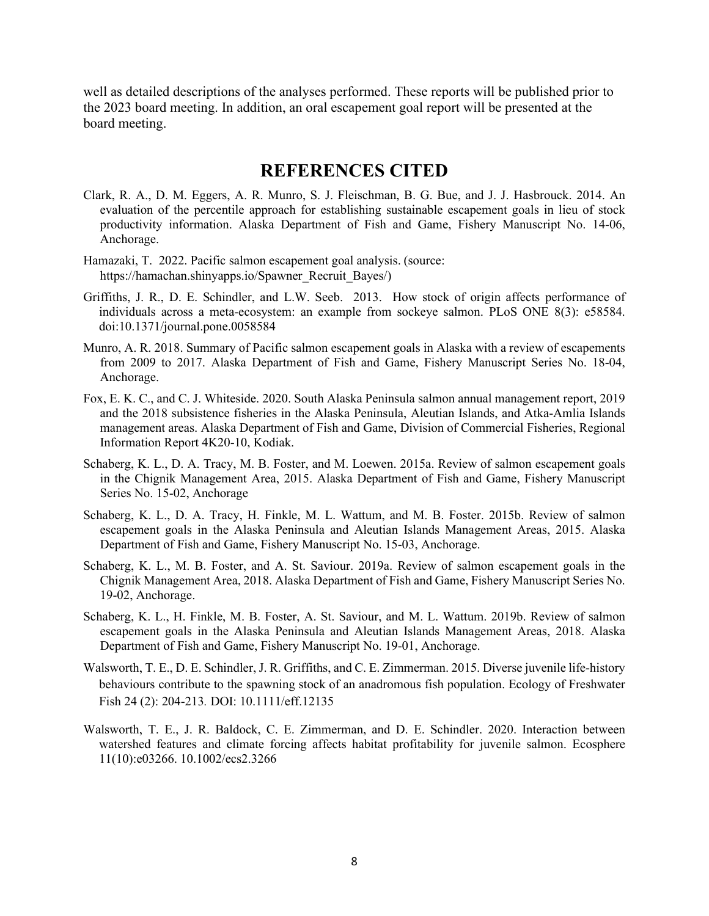well as detailed descriptions of the analyses performed. These reports will be published prior to the 2023 board meeting. In addition, an oral escapement goal report will be presented at the board meeting.

# REFERENCES CITED

Clark, R. A., D. M. Eggers, A. R. Munro, S. J. Fleischman, B. G. Bue, and J. J. Hasbrouck. 2014. An evaluation of the percentile approach for establishing sustainable escapement goals in lieu of stock productivity information. Alaska Department of Fish and Game, Fishery Manuscript No. 14-06, Anchorage.

Hamazaki, T. 2022. Pacific salmon escapement goal analysis. (source: https://hamachan.shinyapps.io/Spawner_Recruit_Bayes/)

Griffiths, J. R., D. E. Schindler, and L.W. Seeb. 2013. How stock of origin affects performance of individuals across a meta-ecosystem: an example from sockeye salmon. PLoS ONE 8(3): e58584. doi:10.1371/journal.pone.0058584

Munro, A. R. 2018. Summary of Pacific salmon escapement goals in Alaska with a review of escapements from 2009 to 2017. Alaska Department of Fish and Game, Fishery Manuscript Series No. 18-04, Anchorage.

Fox, E. K. C., and C. J. Whiteside. 2020. South Alaska Peninsula salmon annual management report, 2019 and the 2018 subsistence fisheries in the Alaska Peninsula, Aleutian Islands, and Atka-Amlia Islands management areas. Alaska Department of Fish and Game, Division of Commercial Fisheries, Regional Information Report 4K20-10, Kodiak.

Schaberg, K. L., D. A. Tracy, M. B. Foster, and M. Loewen. 2015a. Review of salmon escapement goals in the Chignik Management Area, 2015. Alaska Department of Fish and Game, Fishery Manuscript Series No. 15-02, Anchorage

Schaberg, K. L., D. A. Tracy, H. Finkle, M. L. Wattum, and M. B. Foster. 2015b. Review of salmon escapement goals in the Alaska Peninsula and Aleutian Islands Management Areas, 2015. Alaska Department of Fish and Game, Fishery Manuscript No. 15-03, Anchorage.

Schaberg, K. L., M. B. Foster, and A. St. Saviour. 2019a. Review of salmon escapement goals in the Chignik Management Area, 2018. Alaska Department of Fish and Game, Fishery Manuscript Series No. 19-02, Anchorage.

Schaberg, K. L., H. Finkle, M. B. Foster, A. St. Saviour, and M. L. Wattum. 2019b. Review of salmon escapement goals in the Alaska Peninsula and Aleutian Islands Management Areas, 2018. Alaska Department of Fish and Game, Fishery Manuscript No. 19-01, Anchorage.

Walsworth, T. E., D. E. Schindler, J. R. Griffiths, and C. E. Zimmerman. 2015. Diverse juvenile life-history behaviours contribute to the spawning stock of an anadromous fish population. Ecology of Freshwater Fish 24 (2): 204-213. DOI: 10.1111/eff.12135

Walsworth, T. E., J. R. Baldock, C. E. Zimmerman, and D. E. Schindler. 2020. Interaction between watershed features and climate forcing affects habitat profitability for juvenile salmon. Ecosphere 11(10):e03266. 10.1002/ecs2.3266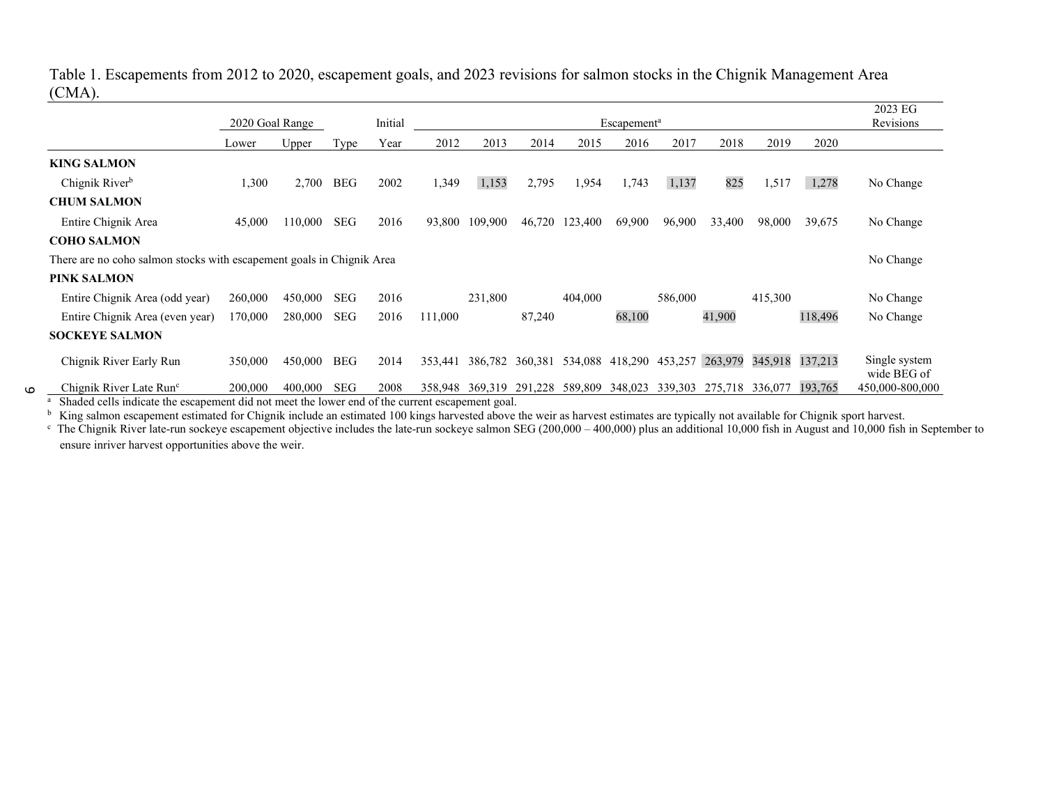Table 1. Escapements from 2012 to 2020, escapement goals, and 2023 revisions for salmon stocks in the Chignik Management Area (CMA).

| | 2020 Goal Range | | | Initial | Escapement[a] | | | | | | | | | 2023 EG Revisions |
|---|---|---|---|---|---|---|---|---|---|---|---|---|---|---|
| | Lower | Upper | Type | Year | 2012 | 2013 | 2014 | 2015 | 2016 | 2017 | 2018 | 2019 | 2020 | |
| **KING SALMON** | | | | | | | | | | | | | | |
| Chignik River[b] | 1,300 | 2,700 | BEG | 2002 | 1,349 | 1,153 | 2,795 | 1,954 | 1,743 | 1,137 | 825 | 1,517 | 1,278 | No Change |
| **CHUM SALMON** | | | | | | | | | | | | | | |
| Entire Chignik Area | 45,000 | 110,000 | SEG | 2016 | 93,800 | 109,900 | 46,720 | 123,400 | 69,900 | 96,900 | 33,400 | 98,000 | 39,675 | No Change |
| **COHO SALMON** | | | | | | | | | | | | | | |
| There are no coho salmon stocks with escapement goals in Chignik Area | | | | | | | | | | | | | | No Change |
| **PINK SALMON** | | | | | | | | | | | | | | |
| Entire Chignik Area (odd year) | 260,000 | 450,000 | SEG | 2016 | | 231,800 | | 404,000 | | 586,000 | | 415,300 | | No Change |
| Entire Chignik Area (even year) | 170,000 | 280,000 | SEG | 2016 | 111,000 | | 87,240 | | 68,100 | | 41,900 | | 118,496 | No Change |
| **SOCKEYE SALMON** | | | | | | | | | | | | | | |
| Chignik River Early Run | 350,000 | 450,000 | BEG | 2014 | 353,441 | 386,782 | 360,381 | 534,088 | 418,290 | 453,257 | 263,979 | 345,918 | 137,213 | Single system wide BEG of 450,000-800,000 |
| Chignik River Late Run[c] | 200,000 | 400,000 | SEG | 2008 | 358,948 | 369,319 | 291,228 | 589,809 | 348,023 | 339,303 | 275,718 | 336,077 | 193,765 | |

[a] Shaded cells indicate the escapement did not meet the lower end of the current escapement goal.

[b] King salmon escapement estimated for Chignik include an estimated 100 kings harvested above the weir as harvest estimates are typically not available for Chignik sport harvest.

[c] The Chignik River late-run sockeye escapement objective includes the late-run sockeye salmon SEG (200,000 – 400,000) plus an additional 10,000 fish in August and 10,000 fish in September to ensure inriver harvest opportunities above the weir.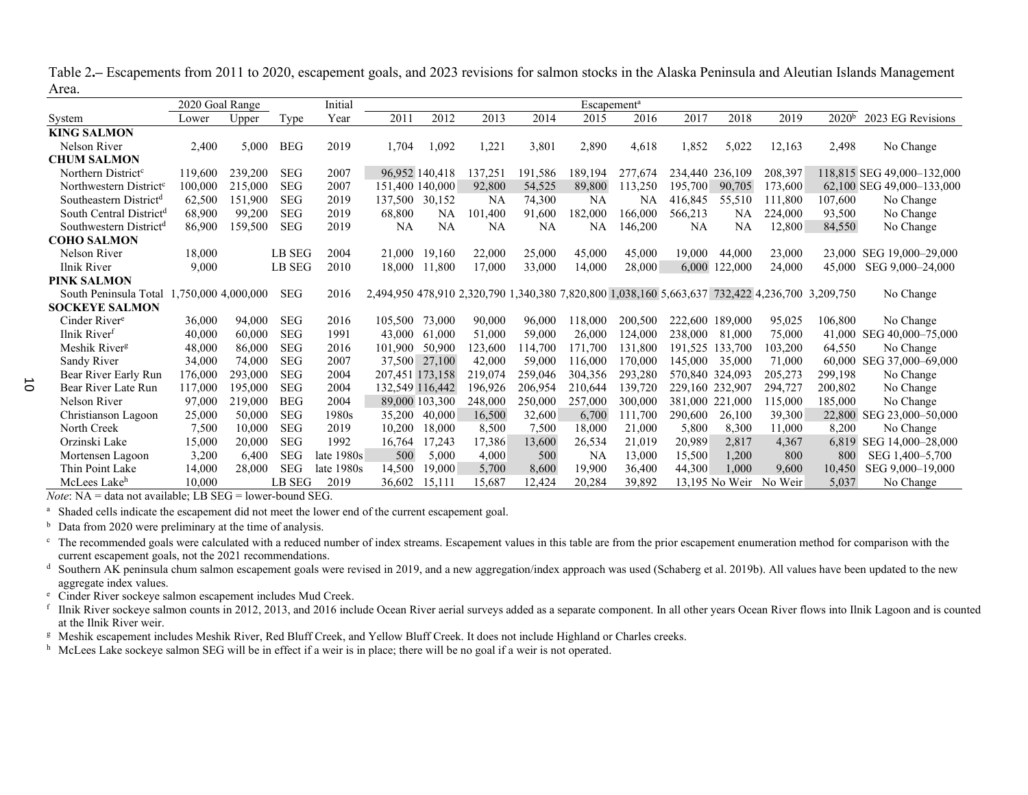Table 2.– Escapements from 2011 to 2020, escapement goals, and 2023 revisions for salmon stocks in the Alaska Peninsula and Aleutian Islands Management Area.

| System | 2020 Goal Range | | Type | Initial | Escapement[a] | | | | | | | | | | |
|---|---|---|---|---|---|---|---|---|---|---|---|---|---|---|---|
| | Lower | Upper | | Year | 2011 | 2012 | 2013 | 2014 | 2015 | 2016 | 2017 | 2018 | 2019 | 2020[b] | 2023 EG Revisions |
| **KING SALMON** | | | | | | | | | | | | | | | |
| Nelson River | 2,400 | 5,000 | BEG | 2019 | 1,704 | 1,092 | 1,221 | 3,801 | 2,890 | 4,618 | 1,852 | 5,022 | 12,163 | 2,498 | No Change |
| **CHUM SALMON** | | | | | | | | | | | | | | | |
| Northern District[c] | 119,600 | 239,200 | SEG | 2007 | 96,952 | 140,418 | 137,251 | 191,586 | 189,194 | 277,674 | 234,440 | 236,109 | 208,397 | 118,815 | SEG 49,000–132,000 |
| Northwestern District[c] | 100,000 | 215,000 | SEG | 2007 | 151,400 | 140,000 | 92,800 | 54,525 | 89,800 | 113,250 | 195,700 | 90,705 | 173,600 | 62,100 | SEG 49,000–133,000 |
| Southeastern District[d] | 62,500 | 151,900 | SEG | 2019 | 137,500 | 30,152 | NA | 74,300 | NA | NA | 416,845 | 55,510 | 111,800 | 107,600 | No Change |
| South Central District[d] | 68,900 | 99,200 | SEG | 2019 | 68,800 | NA | 101,400 | 91,600 | 182,000 | 166,000 | 566,213 | NA | 224,000 | 93,500 | No Change |
| Southwestern District[d] | 86,900 | 159,500 | SEG | 2019 | NA | NA | NA | NA | NA | 146,200 | NA | NA | 12,800 | 84,550 | No Change |
| **COHO SALMON** | | | | | | | | | | | | | | | |
| Nelson River | 18,000 | | LB SEG | 2004 | 21,000 | 19,160 | 22,000 | 25,000 | 45,000 | 45,000 | 19,000 | 44,000 | 23,000 | 23,000 | SEG 19,000–29,000 |
| Ilnik River | 9,000 | | LB SEG | 2010 | 18,000 | 11,800 | 17,000 | 33,000 | 14,000 | 28,000 | 6,000 | 122,000 | 24,000 | 45,000 | SEG 9,000–24,000 |
| **PINK SALMON** | | | | | | | | | | | | | | | |
| South Peninsula Total | 1,750,000 | 4,000,000 | SEG | 2016 | 2,494,950 | 478,910 | 2,320,790 | 1,340,380 | 7,820,800 | 1,038,160 | 5,663,637 | 732,422 | 4,236,700 | 3,209,750 | No Change |
| **SOCKEYE SALMON** | | | | | | | | | | | | | | | |
| Cinder River[e] | 36,000 | 94,000 | SEG | 2016 | 105,500 | 73,000 | 90,000 | 96,000 | 118,000 | 200,500 | 222,600 | 189,000 | 95,025 | 106,800 | No Change |
| Ilnik River[f] | 40,000 | 60,000 | SEG | 1991 | 43,000 | 61,000 | 51,000 | 59,000 | 26,000 | 124,000 | 238,000 | 81,000 | 75,000 | 41,000 | SEG 40,000–75,000 |
| Meshik River[g] | 48,000 | 86,000 | SEG | 2016 | 101,900 | 50,900 | 123,600 | 114,700 | 171,700 | 131,800 | 191,525 | 133,700 | 103,200 | 64,550 | No Change |
| Sandy River | 34,000 | 74,000 | SEG | 2007 | 37,500 | 27,100 | 42,000 | 59,000 | 116,000 | 170,000 | 145,000 | 35,000 | 71,000 | 60,000 | SEG 37,000–69,000 |
| Bear River Early Run | 176,000 | 293,000 | SEG | 2004 | 207,451 | 173,158 | 219,074 | 259,046 | 304,356 | 293,280 | 570,840 | 324,093 | 205,273 | 299,198 | No Change |
| Bear River Late Run | 117,000 | 195,000 | SEG | 2004 | 132,549 | 116,442 | 196,926 | 206,954 | 210,644 | 139,720 | 229,160 | 232,907 | 294,727 | 200,802 | No Change |
| Nelson River | 97,000 | 219,000 | BEG | 2004 | 89,000 | 103,300 | 248,000 | 250,000 | 257,000 | 300,000 | 381,000 | 221,000 | 115,000 | 185,000 | No Change |
| Christianson Lagoon | 25,000 | 50,000 | SEG | 1980s | 35,200 | 40,000 | 16,500 | 32,600 | 6,700 | 111,700 | 290,600 | 26,100 | 39,300 | 22,800 | SEG 23,000–50,000 |
| North Creek | 7,500 | 10,000 | SEG | 2019 | 10,200 | 18,000 | 8,500 | 7,500 | 18,000 | 21,000 | 5,800 | 8,300 | 11,000 | 8,200 | No Change |
| Orzinski Lake | 15,000 | 20,000 | SEG | 1992 | 16,764 | 17,243 | 17,386 | 13,600 | 26,534 | 21,019 | 20,989 | 2,817 | 4,367 | 6,819 | SEG 14,000–28,000 |
| Mortensen Lagoon | 3,200 | 6,400 | SEG | late 1980s | 500 | 5,000 | 4,000 | 500 | NA | 13,000 | 15,500 | 1,200 | 800 | 800 | SEG 1,400–5,700 |
| Thin Point Lake | 14,000 | 28,000 | SEG | late 1980s | 14,500 | 19,000 | 5,700 | 8,600 | 19,900 | 36,400 | 44,300 | 1,000 | 9,600 | 10,450 | SEG 9,000–19,000 |
| McLees Lake[h] | 10,000 | | LB SEG | 2019 | 36,602 | 15,111 | 15,687 | 12,424 | 20,284 | 39,892 | 13,195 | No Weir | No Weir | 5,037 | No Change |

*Note*: NA = data not available; LB SEG = lower-bound SEG.

[a] Shaded cells indicate the escapement did not meet the lower end of the current escapement goal.

[b] Data from 2020 were preliminary at the time of analysis.

[c] The recommended goals were calculated with a reduced number of index streams. Escapement values in this table are from the prior escapement enumeration method for comparison with the current escapement goals, not the 2021 recommendations.

[d] Southern AK peninsula chum salmon escapement goals were revised in 2019, and a new aggregation/index approach was used (Schaberg et al. 2019b). All values have been updated to the new aggregate index values.

[e] Cinder River sockeye salmon escapement includes Mud Creek.

[f] Ilnik River sockeye salmon counts in 2012, 2013, and 2016 include Ocean River aerial surveys added as a separate component. In all other years Ocean River flows into Ilnik Lagoon and is counted at the Ilnik River weir.

[g] Meshik escapement includes Meshik River, Red Bluff Creek, and Yellow Bluff Creek. It does not include Highland or Charles creeks.

[h] McLees Lake sockeye salmon SEG will be in effect if a weir is in place; there will be no goal if a weir is not operated.